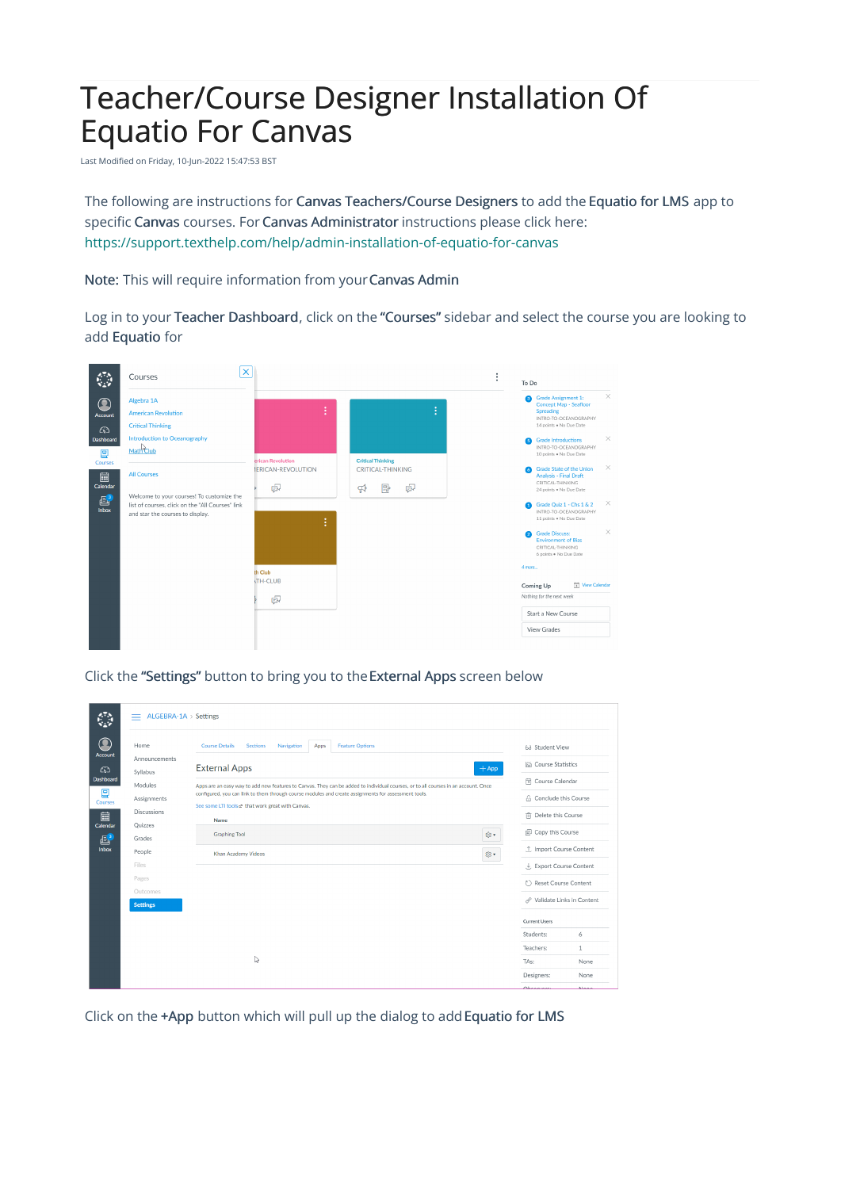# Teacher/Course Designer Installation Of Equatio For Canvas

Last Modified on Friday, 10-Jun-2022 15:47:53 BST

The following are instructions for **Canvas Teachers/Course Designers** to add the **Equatio for LMS** app to specific **Canvas** courses. For **Canvas Administrator** instructions please click here: https://support.texthelp.com/help/admin-installation-of-equatio-for-canvas

**Note:** This will require information from your **Canvas Admin**

Log in to your **Teacher Dashboard**, click on the **"Courses"** sidebar and select the course you are looking to add **Equatio** for

Click the **"Settings"** button to bring you to the **External Apps** screen below

Click on the **+App** button which will pull up the dialog to add **Equatio for LMS**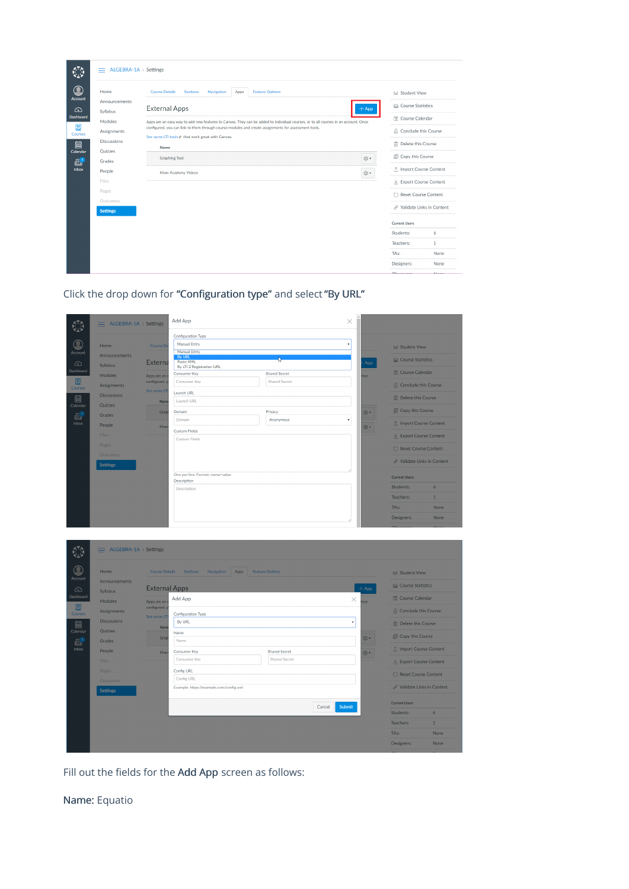Click the drop down for **"Configuration type"** and select **"By URL"**

Fill out the fields for the **Add App** screen as follows:

**Name:** Equatio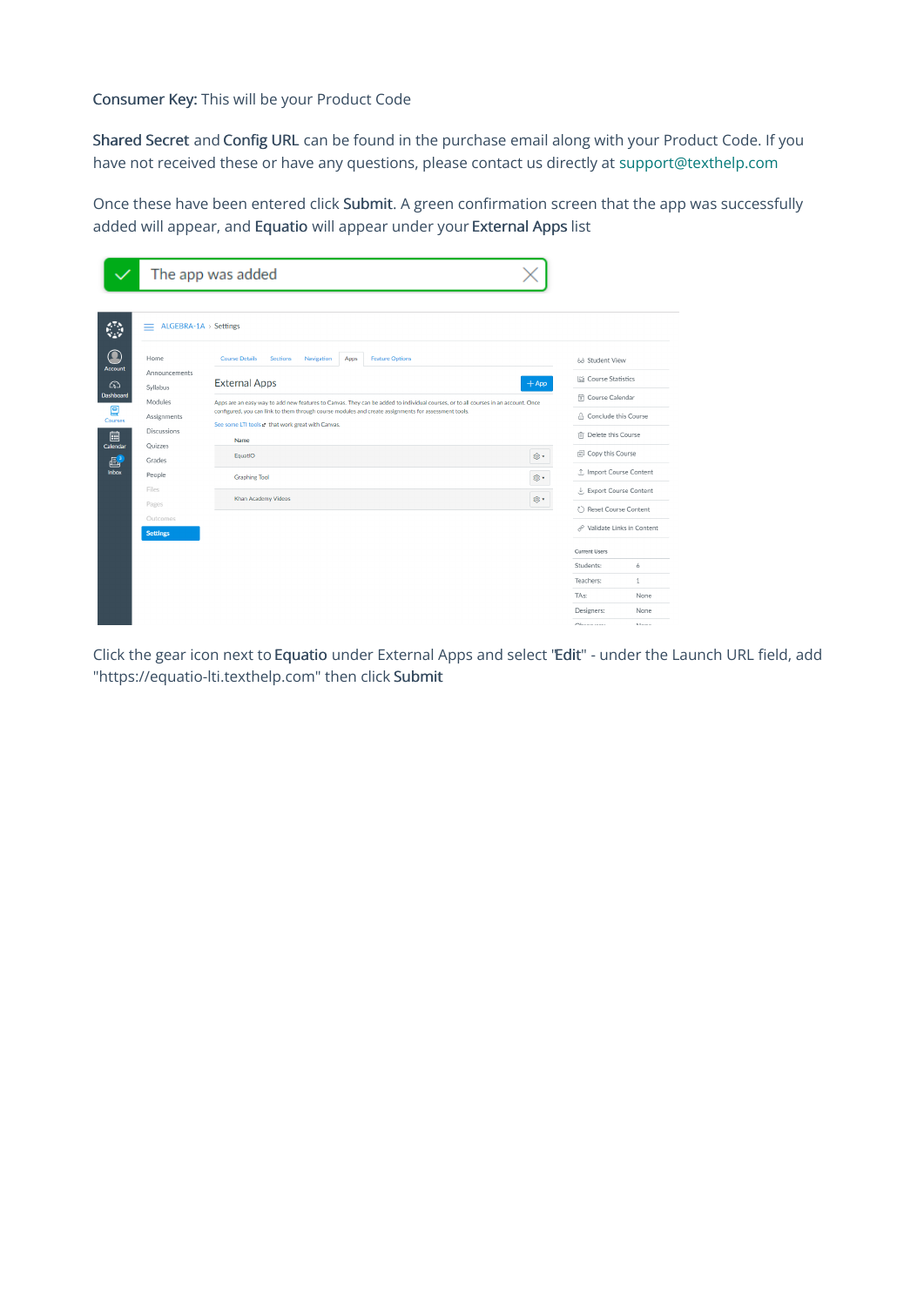**Consumer Key:** This will be your Product Code

**Shared Secret** and **Config URL** can be found in the purchase email along with your Product Code. If you have not received these or have any questions, please contact us directly at support@texthelp.com

Once these have been entered click **Submit**. A green confirmation screen that the app was successfully added will appear, and **Equatio** will appear under your **External Apps** list

Click the gear icon next to **Equatio** under External Apps and select "**Edit**" - under the Launch URL field, add "https://equatio-lti.texthelp.com" then click **Submit**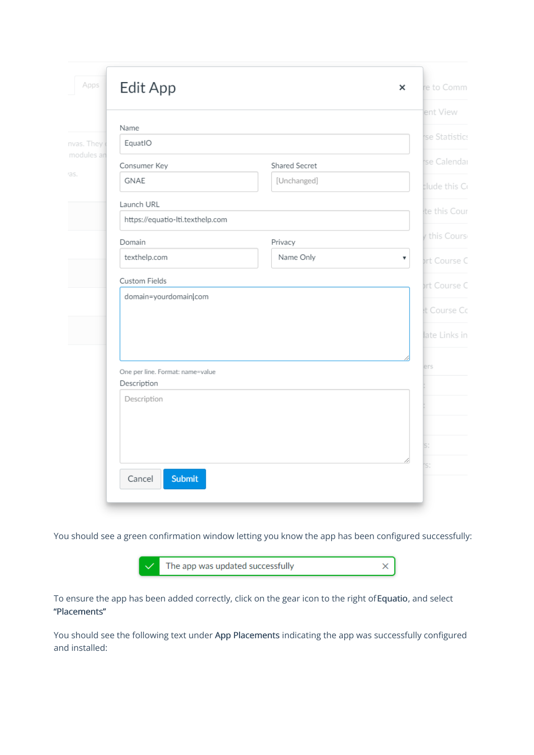You should see a green confirmation window letting you know the app has been configured successfully:

To ensure the app has been added correctly, click on the gear icon to the right of **Equatio**, and select **"Placements"**

You should see the following text under **App Placements** indicating the app was successfully configured and installed: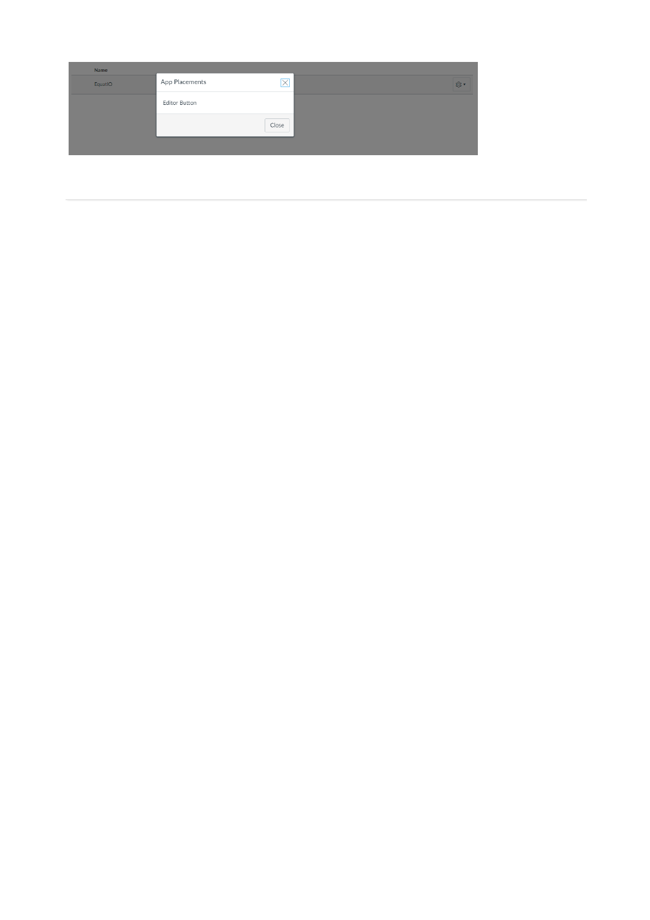Name

EquatIO

App Placements

Editor Button

Close